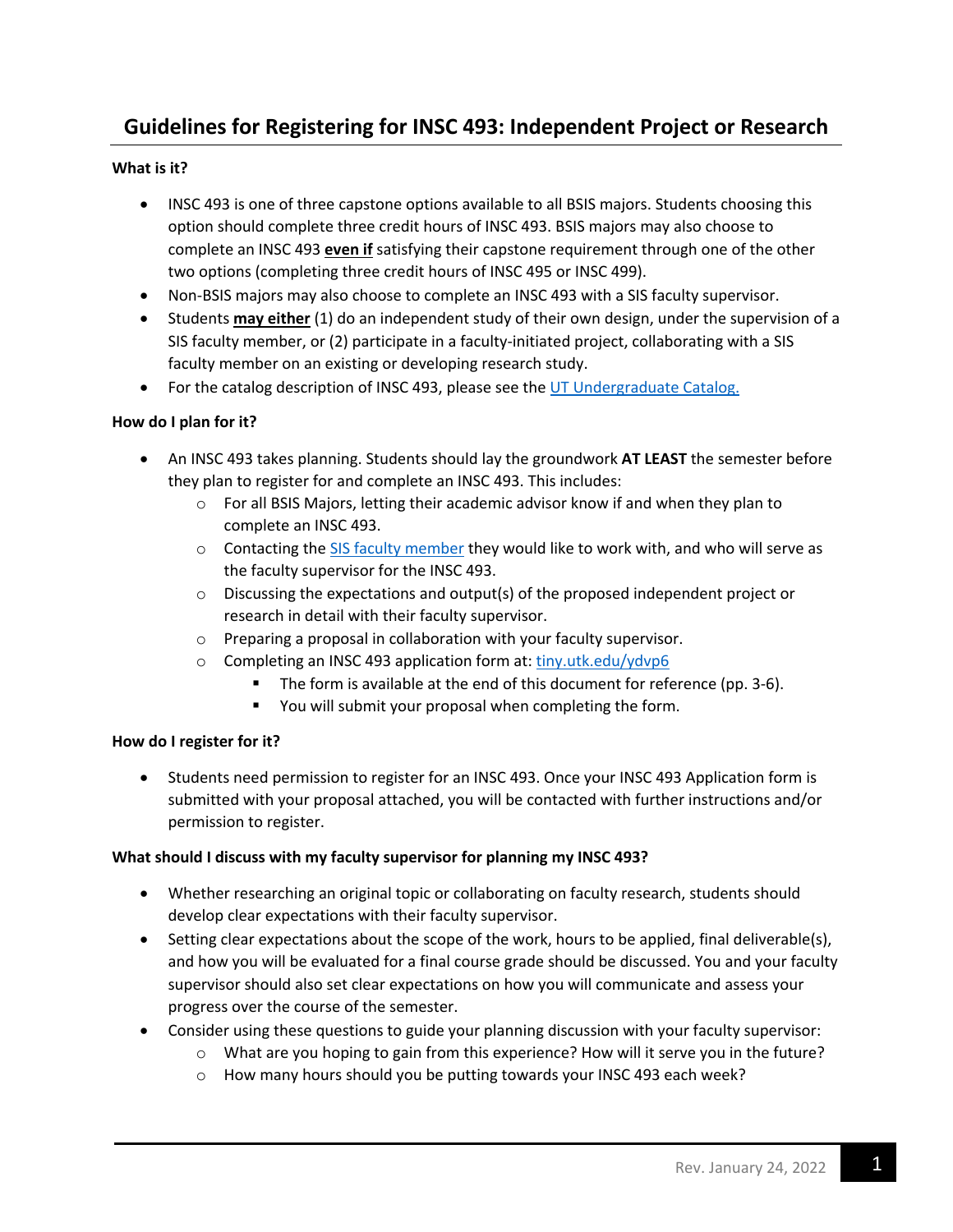# Guidelines for Registering for INSC 493: Independent Project or Research

### What is it?

- INSC 493 is one of three capstone options available to all BSIS majors. Students choosing this option should complete three credit hours of INSC 493. BSIS majors may also choose to complete an INSC 493 **even if** satisfying their capstone requirement through one of the other two options (completing three credit hours of INSC 495 or INSC 499).
- Non-BSIS majors may also choose to complete an INSC 493 with a SIS faculty supervisor.
- Students **may either** (1) do an independent study of their own design, under the supervision of a SIS faculty member, or (2) participate in a faculty-initiated project, collaborating with a SIS faculty member on an existing or developing research study.
- For the catalog description of INSC 493, please see the UT Undergraduate Catalog.

### How do I plan for it?

- An INSC 493 takes planning. Students should lay the groundwork **AT LEAST** the semester before they plan to register for and complete an INSC 493. This includes:
  - For all BSIS Majors, letting their academic advisor know if and when they plan to complete an INSC 493.
  - Contacting the SIS faculty member they would like to work with, and who will serve as the faculty supervisor for the INSC 493.
  - Discussing the expectations and output(s) of the proposed independent project or research in detail with their faculty supervisor.
  - Preparing a proposal in collaboration with your faculty supervisor.
  - Completing an INSC 493 application form at: tiny.utk.edu/ydvp6
    - The form is available at the end of this document for reference (pp. 3-6).
    - You will submit your proposal when completing the form.

### How do I register for it?

- Students need permission to register for an INSC 493. Once your INSC 493 Application form is submitted with your proposal attached, you will be contacted with further instructions and/or permission to register.

### What should I discuss with my faculty supervisor for planning my INSC 493?

- Whether researching an original topic or collaborating on faculty research, students should develop clear expectations with their faculty supervisor.
- Setting clear expectations about the scope of the work, hours to be applied, final deliverable(s), and how you will be evaluated for a final course grade should be discussed. You and your faculty supervisor should also set clear expectations on how you will communicate and assess your progress over the course of the semester.
- Consider using these questions to guide your planning discussion with your faculty supervisor:
  - What are you hoping to gain from this experience? How will it serve you in the future?
  - How many hours should you be putting towards your INSC 493 each week?

Rev. January 24, 2022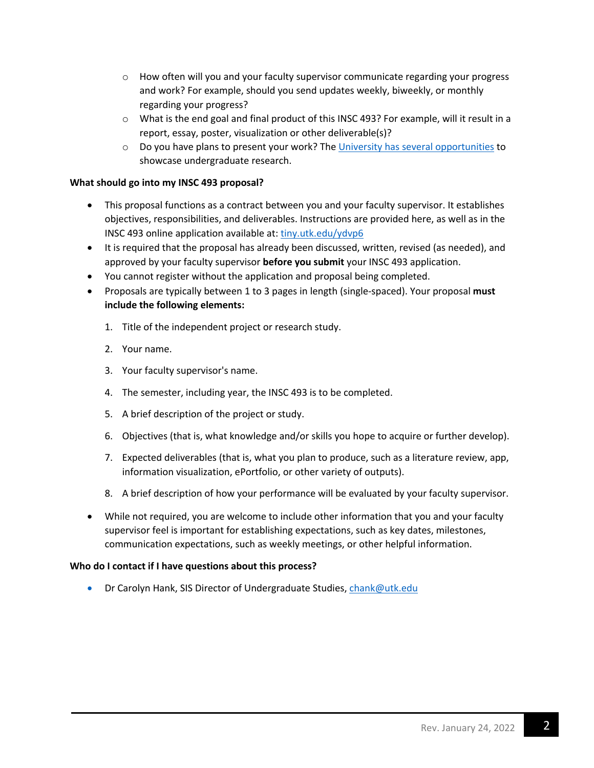- How often will you and your faculty supervisor communicate regarding your progress and work? For example, should you send updates weekly, biweekly, or monthly regarding your progress?
  - What is the end goal and final product of this INSC 493? For example, will it result in a report, essay, poster, visualization or other deliverable(s)?
  - Do you have plans to present your work? The [University has several opportunities]() to showcase undergraduate research.

**What should go into my INSC 493 proposal?**

- This proposal functions as a contract between you and your faculty supervisor. It establishes objectives, responsibilities, and deliverables. Instructions are provided here, as well as in the INSC 493 online application available at: [tiny.utk.edu/ydvp6](tiny.utk.edu/ydvp6)
- It is required that the proposal has already been discussed, written, revised (as needed), and approved by your faculty supervisor **before you submit** your INSC 493 application.
- You cannot register without the application and proposal being completed.
- Proposals are typically between 1 to 3 pages in length (single-spaced). Your proposal **must include the following elements:**

  1. Title of the independent project or research study.
  2. Your name.
  3. Your faculty supervisor's name.
  4. The semester, including year, the INSC 493 is to be completed.
  5. A brief description of the project or study.
  6. Objectives (that is, what knowledge and/or skills you hope to acquire or further develop).
  7. Expected deliverables (that is, what you plan to produce, such as a literature review, app, information visualization, ePortfolio, or other variety of outputs).
  8. A brief description of how your performance will be evaluated by your faculty supervisor.

- While not required, you are welcome to include other information that you and your faculty supervisor feel is important for establishing expectations, such as key dates, milestones, communication expectations, such as weekly meetings, or other helpful information.

**Who do I contact if I have questions about this process?**

- Dr Carolyn Hank, SIS Director of Undergraduate Studies, [chank@utk.edu](mailto:chank@utk.edu)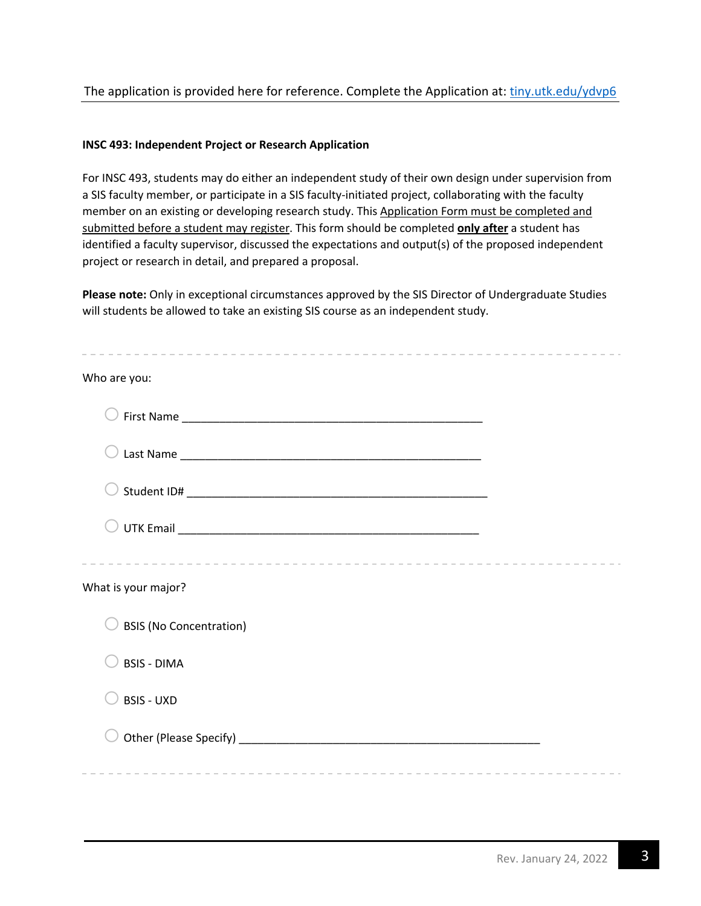The application is provided here for reference. Complete the Application at: [tiny.utk.edu/ydvp6](tiny.utk.edu/ydvp6)

**INSC 493: Independent Project or Research Application**

For INSC 493, students may do either an independent study of their own design under supervision from a SIS faculty member, or participate in a SIS faculty-initiated project, collaborating with the faculty member on an existing or developing research study. This Application Form must be completed and submitted before a student may register. This form should be completed **only after** a student has identified a faculty supervisor, discussed the expectations and output(s) of the proposed independent project or research in detail, and prepared a proposal.

**Please note:** Only in exceptional circumstances approved by the SIS Director of Undergraduate Studies will students be allowed to take an existing SIS course as an independent study.

---

Who are you:

- ◯ First Name ________________________________________________
- ◯ Last Name ________________________________________________
- ◯ Student ID# ________________________________________________
- ◯ UTK Email ________________________________________________

---

What is your major?

- ◯ BSIS (No Concentration)
- ◯ BSIS - DIMA
- ◯ BSIS - UXD
- ◯ Other (Please Specify) ________________________________________________

---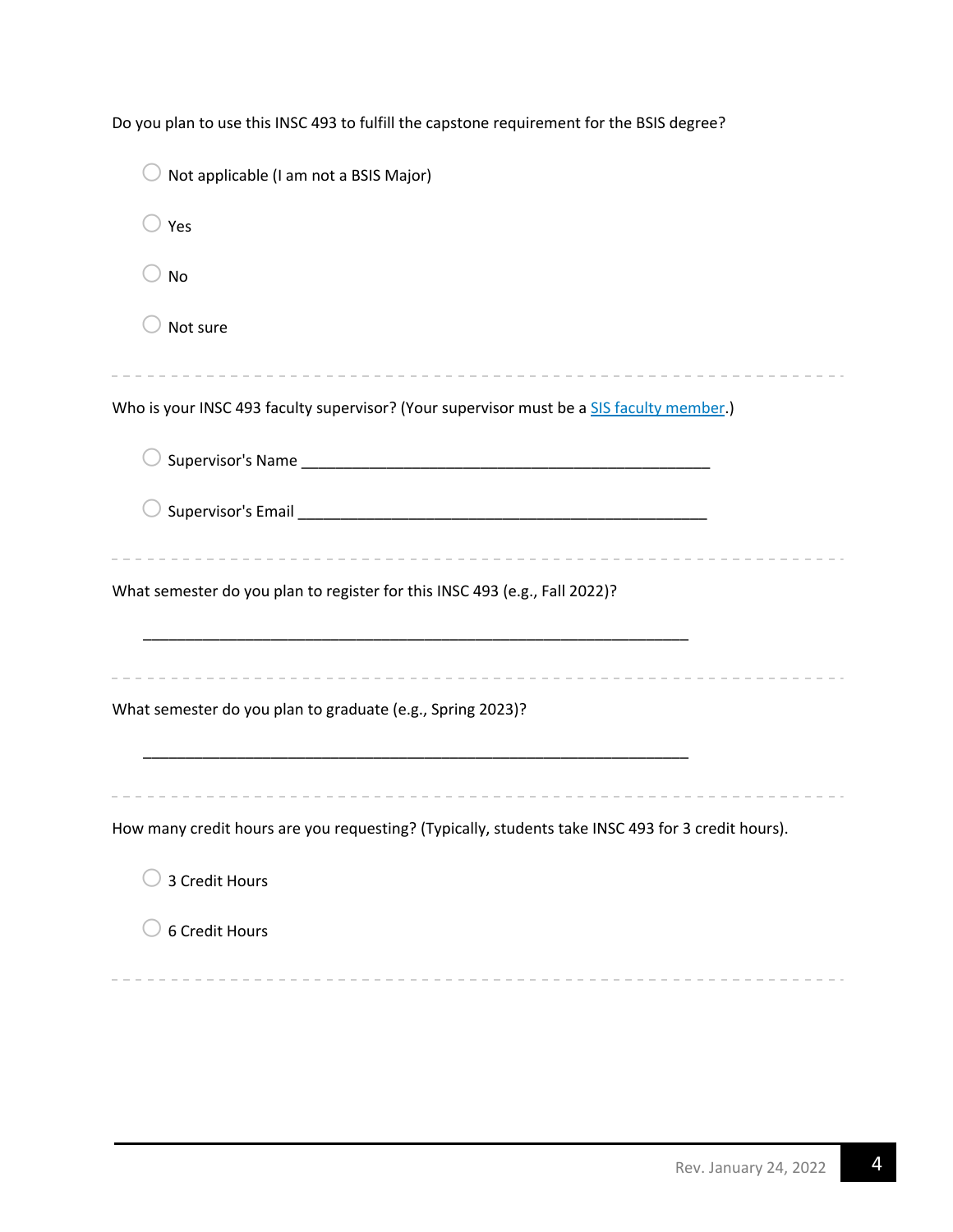Do you plan to use this INSC 493 to fulfill the capstone requirement for the BSIS degree?

- ○ Not applicable (I am not a BSIS Major)
- ○ Yes
- ○ No
- ○ Not sure

---

Who is your INSC 493 faculty supervisor? (Your supervisor must be a [SIS faculty member](#).)

- ○ Supervisor's Name ________________________________________________
- ○ Supervisor's Email ________________________________________________

---

What semester do you plan to register for this INSC 493 (e.g., Fall 2022)?

________________________________________________________________

---

What semester do you plan to graduate (e.g., Spring 2023)?

________________________________________________________________

---

How many credit hours are you requesting? (Typically, students take INSC 493 for 3 credit hours).

- ○ 3 Credit Hours
- ○ 6 Credit Hours

---

Rev. January 24, 2022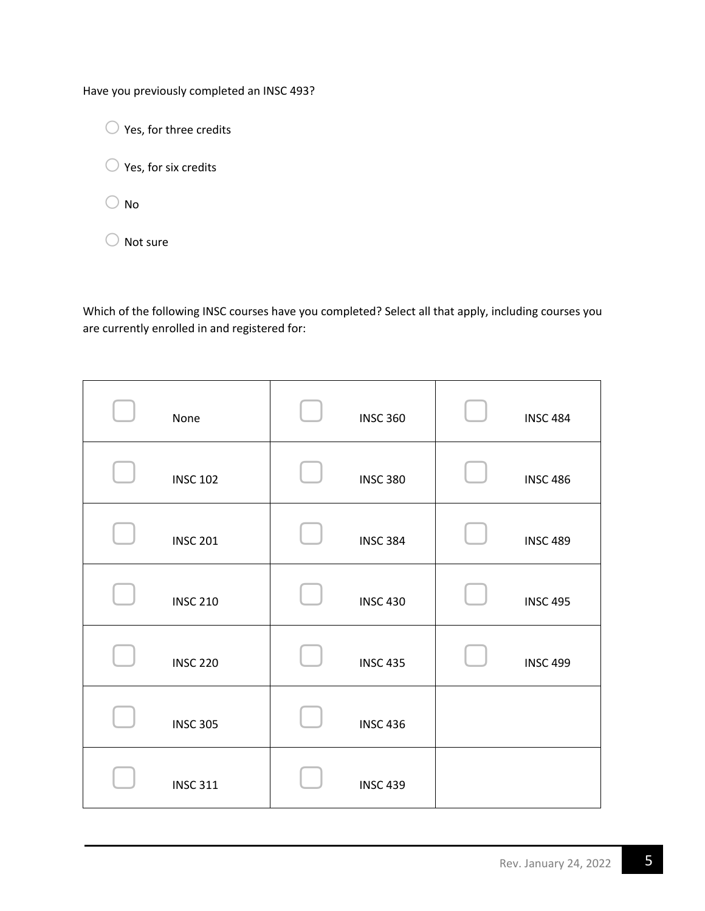Have you previously completed an INSC 493?

- ◯ Yes, for three credits
- ◯ Yes, for six credits
- ◯ No
- ◯ Not sure

Which of the following INSC courses have you completed? Select all that apply, including courses you are currently enrolled in and registered for:

| | | |
|---|---|---|
| ☐ None | ☐ INSC 360 | ☐ INSC 484 |
| ☐ INSC 102 | ☐ INSC 380 | ☐ INSC 486 |
| ☐ INSC 201 | ☐ INSC 384 | ☐ INSC 489 |
| ☐ INSC 210 | ☐ INSC 430 | ☐ INSC 495 |
| ☐ INSC 220 | ☐ INSC 435 | ☐ INSC 499 |
| ☐ INSC 305 | ☐ INSC 436 | |
| ☐ INSC 311 | ☐ INSC 439 | |

Rev. January 24, 2022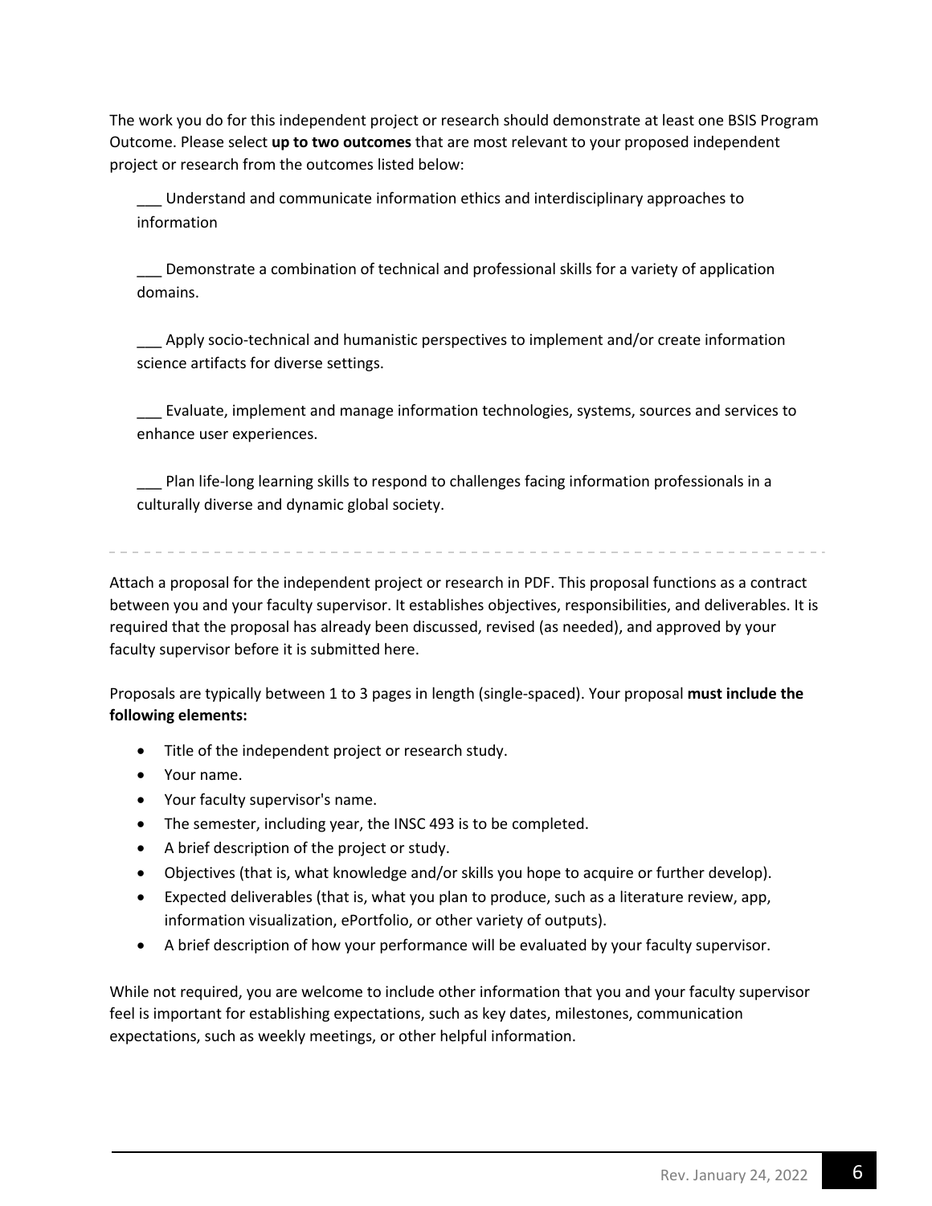The work you do for this independent project or research should demonstrate at least one BSIS Program Outcome. Please select **up to two outcomes** that are most relevant to your proposed independent project or research from the outcomes listed below:

___ Understand and communicate information ethics and interdisciplinary approaches to information

___ Demonstrate a combination of technical and professional skills for a variety of application domains.

___ Apply socio-technical and humanistic perspectives to implement and/or create information science artifacts for diverse settings.

___ Evaluate, implement and manage information technologies, systems, sources and services to enhance user experiences.

___ Plan life-long learning skills to respond to challenges facing information professionals in a culturally diverse and dynamic global society.

---

Attach a proposal for the independent project or research in PDF. This proposal functions as a contract between you and your faculty supervisor. It establishes objectives, responsibilities, and deliverables. It is required that the proposal has already been discussed, revised (as needed), and approved by your faculty supervisor before it is submitted here.

Proposals are typically between 1 to 3 pages in length (single-spaced). Your proposal **must include the following elements:**

- Title of the independent project or research study.
- Your name.
- Your faculty supervisor's name.
- The semester, including year, the INSC 493 is to be completed.
- A brief description of the project or study.
- Objectives (that is, what knowledge and/or skills you hope to acquire or further develop).
- Expected deliverables (that is, what you plan to produce, such as a literature review, app, information visualization, ePortfolio, or other variety of outputs).
- A brief description of how your performance will be evaluated by your faculty supervisor.

While not required, you are welcome to include other information that you and your faculty supervisor feel is important for establishing expectations, such as key dates, milestones, communication expectations, such as weekly meetings, or other helpful information.